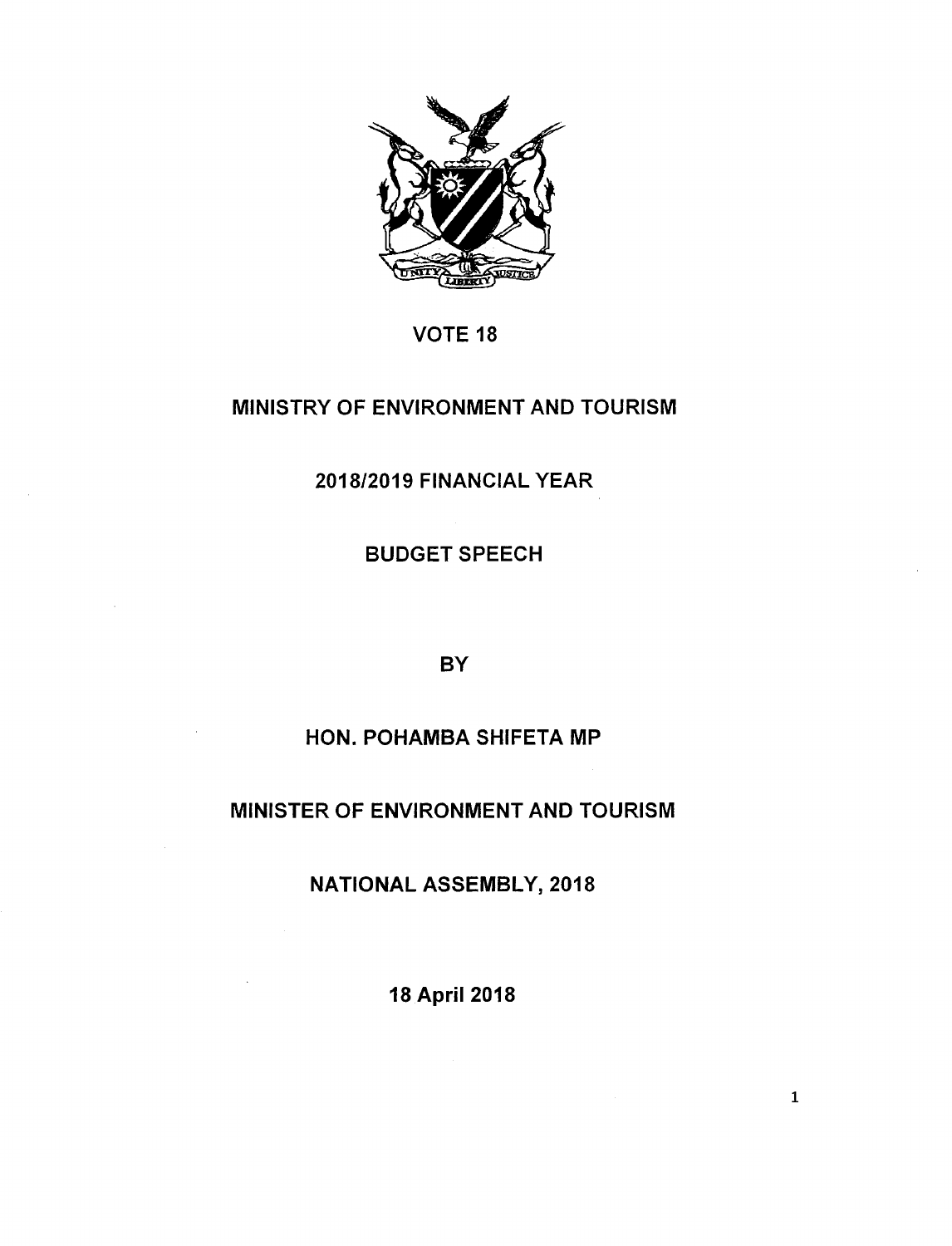# VOTE 18

# MINISTRY OF ENVIRONMENT AND TOURISM

## 2018/2019 FINANCIAL YEAR

## BUDGET SPEECH

BY

## HON. POHAMBA SHIFETA MP

## MINISTER OF ENVIRONMENT AND TOURISM

## NATIONAL ASSEMBLY, 2018

**18 April 2018**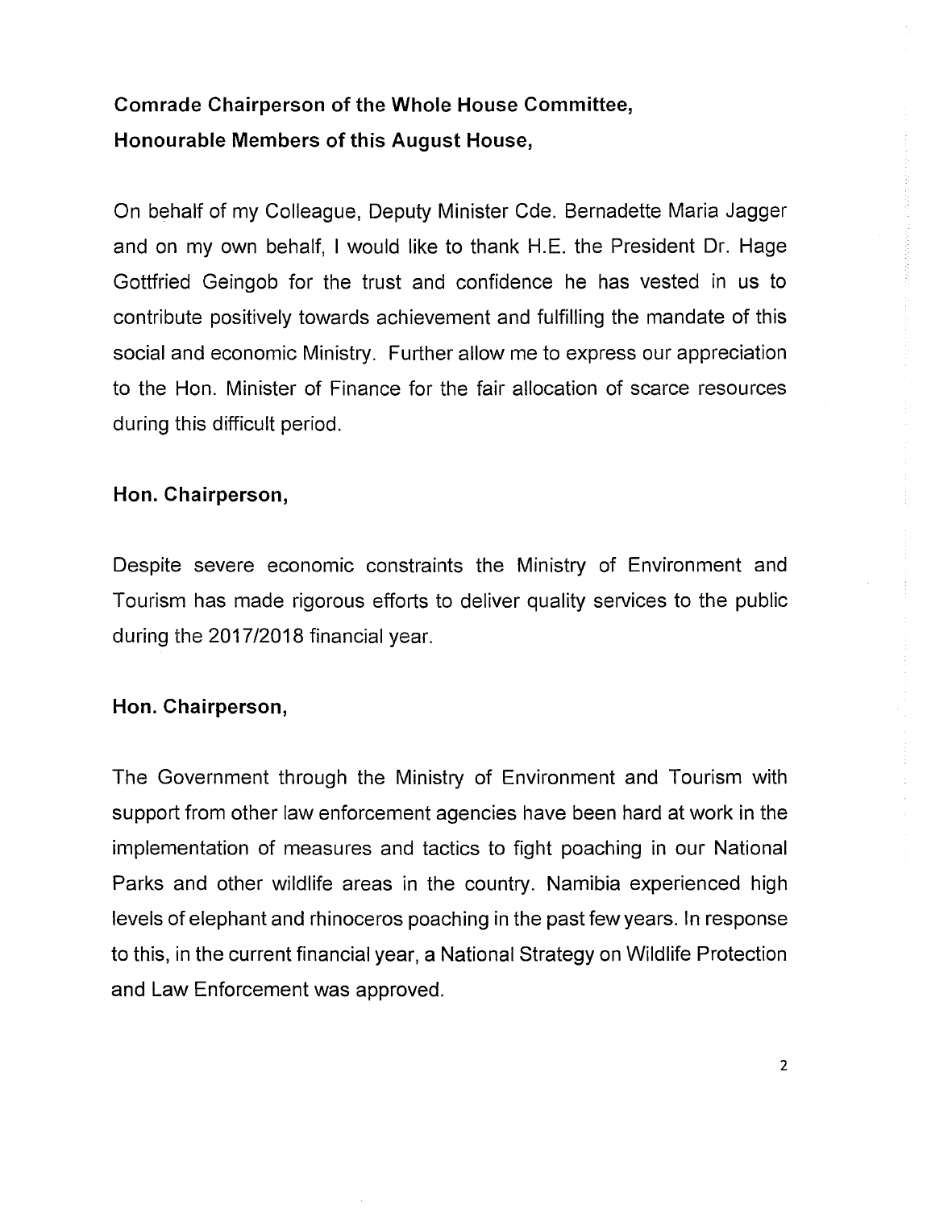**Comrade Chairperson of the Whole House Committee,**
**Honourable Members of this August House,**

On behalf of my Colleague, Deputy Minister Cde. Bernadette Maria Jagger and on my own behalf, I would like to thank H.E. the President Dr. Hage Gottfried Geingob for the trust and confidence he has vested in us to contribute positively towards achievement and fulfilling the mandate of this social and economic Ministry. Further allow me to express our appreciation to the Hon. Minister of Finance for the fair allocation of scarce resources during this difficult period.

**Hon. Chairperson,**

Despite severe economic constraints the Ministry of Environment and Tourism has made rigorous efforts to deliver quality services to the public during the 2017/2018 financial year.

**Hon. Chairperson,**

The Government through the Ministry of Environment and Tourism with support from other law enforcement agencies have been hard at work in the implementation of measures and tactics to fight poaching in our National Parks and other wildlife areas in the country. Namibia experienced high levels of elephant and rhinoceros poaching in the past few years. In response to this, in the current financial year, a National Strategy on Wildlife Protection and Law Enforcement was approved.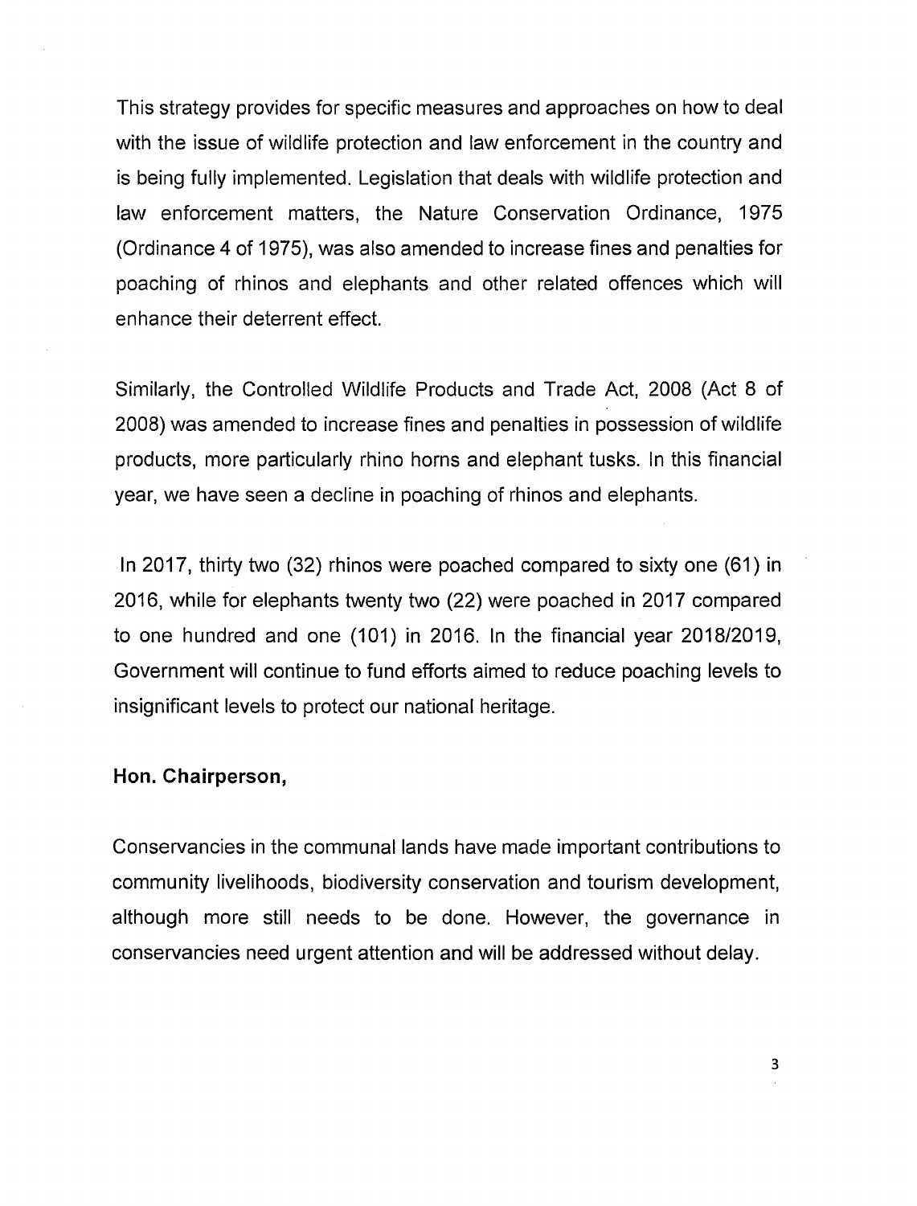This strategy provides for specific measures and approaches on how to deal with the issue of wildlife protection and law enforcement in the country and is being fully implemented. Legislation that deals with wildlife protection and law enforcement matters, the Nature Conservation Ordinance, 1975 (Ordinance 4 of 1975), was also amended to increase fines and penalties for poaching of rhinos and elephants and other related offences which will enhance their deterrent effect.

Similarly, the Controlled Wildlife Products and Trade Act, 2008 (Act 8 of 2008) was amended to increase fines and penalties in possession of wildlife products, more particularly rhino horns and elephant tusks. In this financial year, we have seen a decline in poaching of rhinos and elephants.

In 2017, thirty two (32) rhinos were poached compared to sixty one (61) in 2016, while for elephants twenty two (22) were poached in 2017 compared to one hundred and one (101) in 2016. In the financial year 2018/2019, Government will continue to fund efforts aimed to reduce poaching levels to insignificant levels to protect our national heritage.

**Hon. Chairperson,**

Conservancies in the communal lands have made important contributions to community livelihoods, biodiversity conservation and tourism development, although more still needs to be done. However, the governance in conservancies need urgent attention and will be addressed without delay.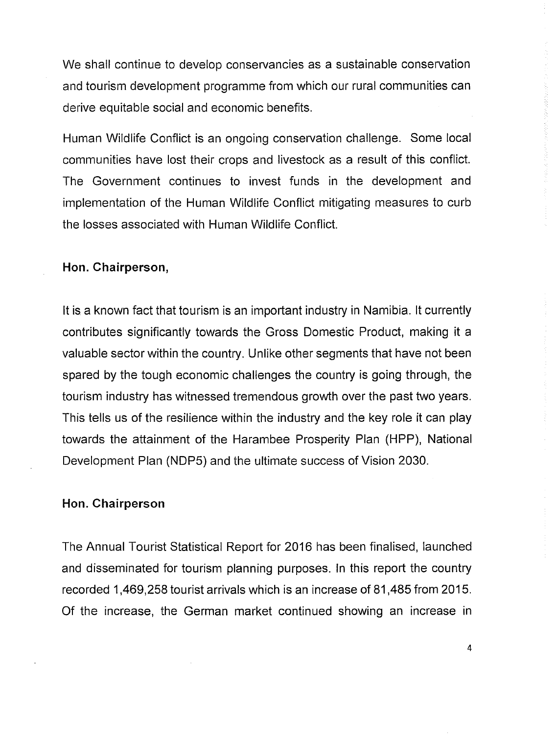We shall continue to develop conservancies as a sustainable conservation and tourism development programme from which our rural communities can derive equitable social and economic benefits.

Human Wildlife Conflict is an ongoing conservation challenge. Some local communities have lost their crops and livestock as a result of this conflict. The Government continues to invest funds in the development and implementation of the Human Wildlife Conflict mitigating measures to curb the losses associated with Human Wildlife Conflict.

**Hon. Chairperson,**

It is a known fact that tourism is an important industry in Namibia. It currently contributes significantly towards the Gross Domestic Product, making it a valuable sector within the country. Unlike other segments that have not been spared by the tough economic challenges the country is going through, the tourism industry has witnessed tremendous growth over the past two years. This tells us of the resilience within the industry and the key role it can play towards the attainment of the Harambee Prosperity Plan (HPP), National Development Plan (NDP5) and the ultimate success of Vision 2030.

**Hon. Chairperson**

The Annual Tourist Statistical Report for 2016 has been finalised, launched and disseminated for tourism planning purposes. In this report the country recorded 1,469,258 tourist arrivals which is an increase of 81,485 from 2015. Of the increase, the German market continued showing an increase in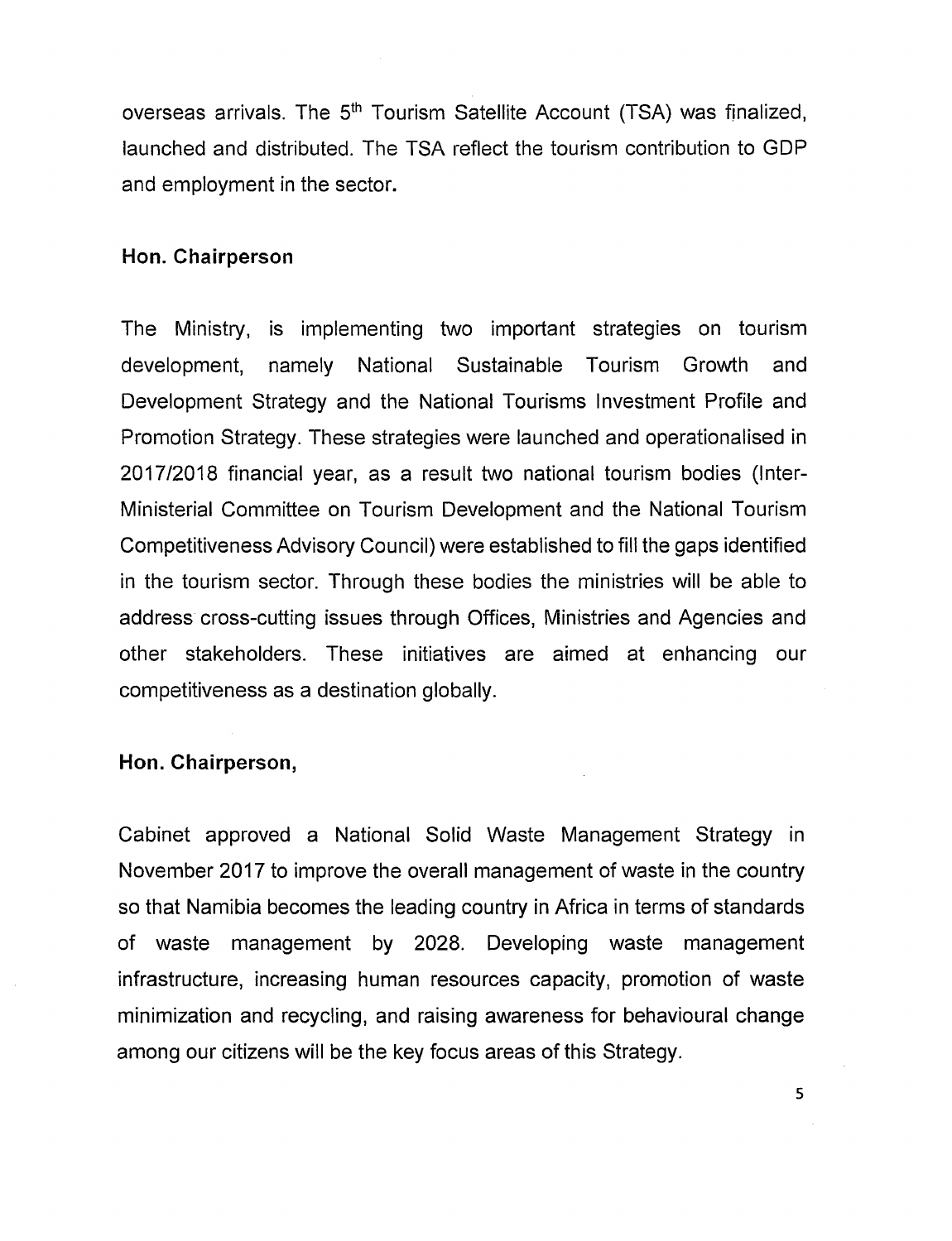overseas arrivals. The 5th Tourism Satellite Account (TSA) was finalized, launched and distributed. The TSA reflect the tourism contribution to GDP and employment in the sector.

**Hon. Chairperson**

The Ministry, is implementing two important strategies on tourism development, namely National Sustainable Tourism Growth and Development Strategy and the National Tourisms Investment Profile and Promotion Strategy. These strategies were launched and operationalised in 2017/2018 financial year, as a result two national tourism bodies (Inter-Ministerial Committee on Tourism Development and the National Tourism Competitiveness Advisory Council) were established to fill the gaps identified in the tourism sector. Through these bodies the ministries will be able to address cross-cutting issues through Offices, Ministries and Agencies and other stakeholders. These initiatives are aimed at enhancing our competitiveness as a destination globally.

**Hon. Chairperson,**

Cabinet approved a National Solid Waste Management Strategy in November 2017 to improve the overall management of waste in the country so that Namibia becomes the leading country in Africa in terms of standards of waste management by 2028. Developing waste management infrastructure, increasing human resources capacity, promotion of waste minimization and recycling, and raising awareness for behavioural change among our citizens will be the key focus areas of this Strategy.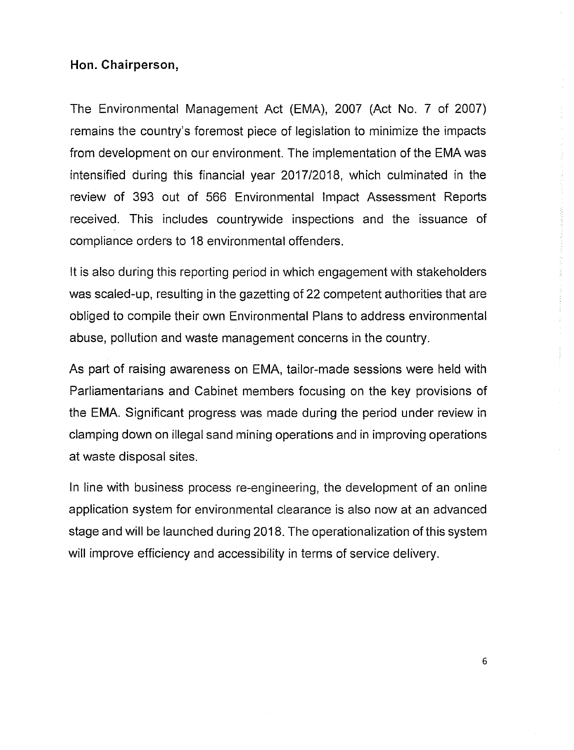**Hon. Chairperson,**

The Environmental Management Act (EMA), 2007 (Act No. 7 of 2007) remains the country's foremost piece of legislation to minimize the impacts from development on our environment. The implementation of the EMA was intensified during this financial year 2017/2018, which culminated in the review of 393 out of 566 Environmental Impact Assessment Reports received. This includes countrywide inspections and the issuance of compliance orders to 18 environmental offenders.

It is also during this reporting period in which engagement with stakeholders was scaled-up, resulting in the gazetting of 22 competent authorities that are obliged to compile their own Environmental Plans to address environmental abuse, pollution and waste management concerns in the country.

As part of raising awareness on EMA, tailor-made sessions were held with Parliamentarians and Cabinet members focusing on the key provisions of the EMA. Significant progress was made during the period under review in clamping down on illegal sand mining operations and in improving operations at waste disposal sites.

In line with business process re-engineering, the development of an online application system for environmental clearance is also now at an advanced stage and will be launched during 2018. The operationalization of this system will improve efficiency and accessibility in terms of service delivery.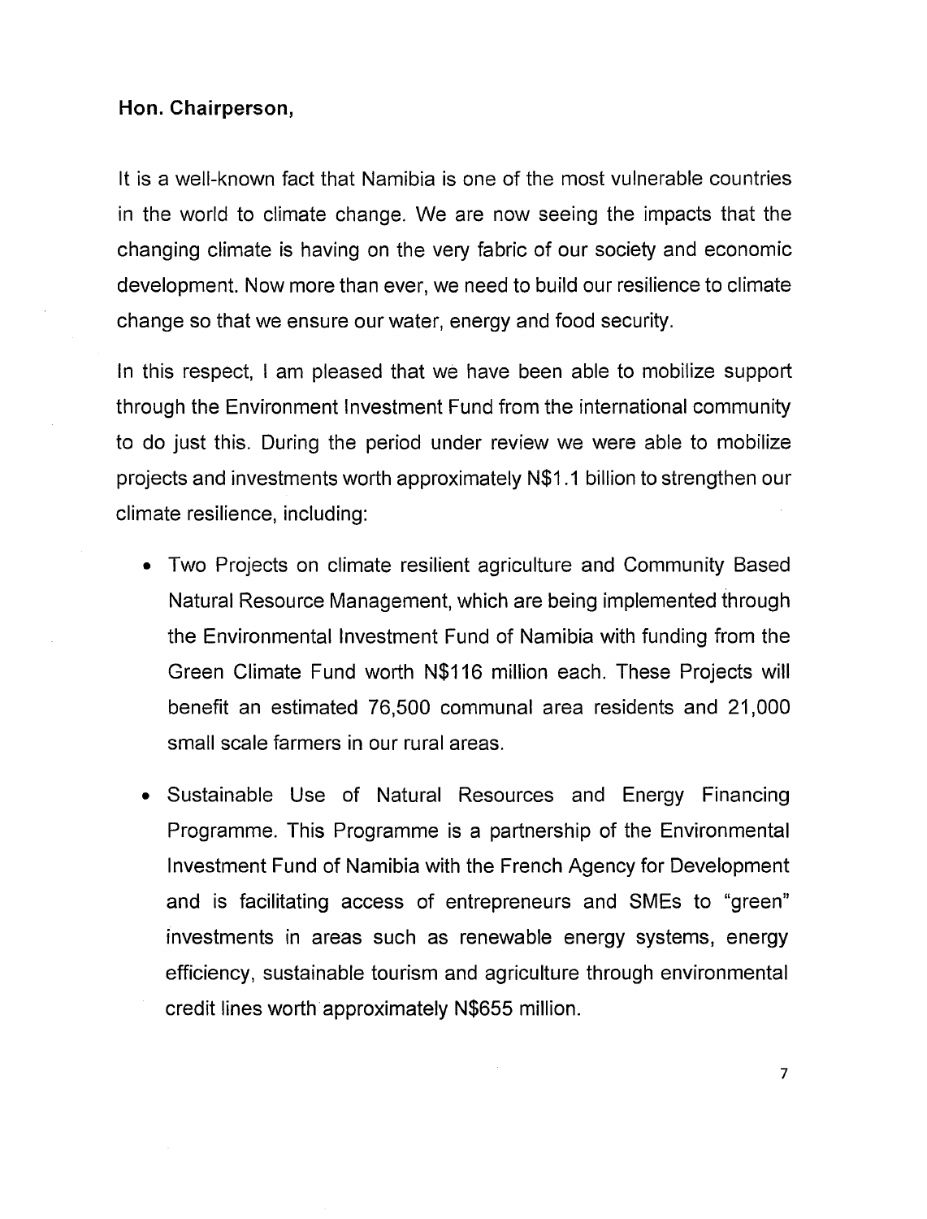**Hon. Chairperson,**

It is a well-known fact that Namibia is one of the most vulnerable countries in the world to climate change. We are now seeing the impacts that the changing climate is having on the very fabric of our society and economic development. Now more than ever, we need to build our resilience to climate change so that we ensure our water, energy and food security.

In this respect, I am pleased that we have been able to mobilize support through the Environment Investment Fund from the international community to do just this. During the period under review we were able to mobilize projects and investments worth approximately N$1.1 billion to strengthen our climate resilience, including:

- Two Projects on climate resilient agriculture and Community Based Natural Resource Management, which are being implemented through the Environmental Investment Fund of Namibia with funding from the Green Climate Fund worth N$116 million each. These Projects will benefit an estimated 76,500 communal area residents and 21,000 small scale farmers in our rural areas.
- Sustainable Use of Natural Resources and Energy Financing Programme. This Programme is a partnership of the Environmental Investment Fund of Namibia with the French Agency for Development and is facilitating access of entrepreneurs and SMEs to "green" investments in areas such as renewable energy systems, energy efficiency, sustainable tourism and agriculture through environmental credit lines worth approximately N$655 million.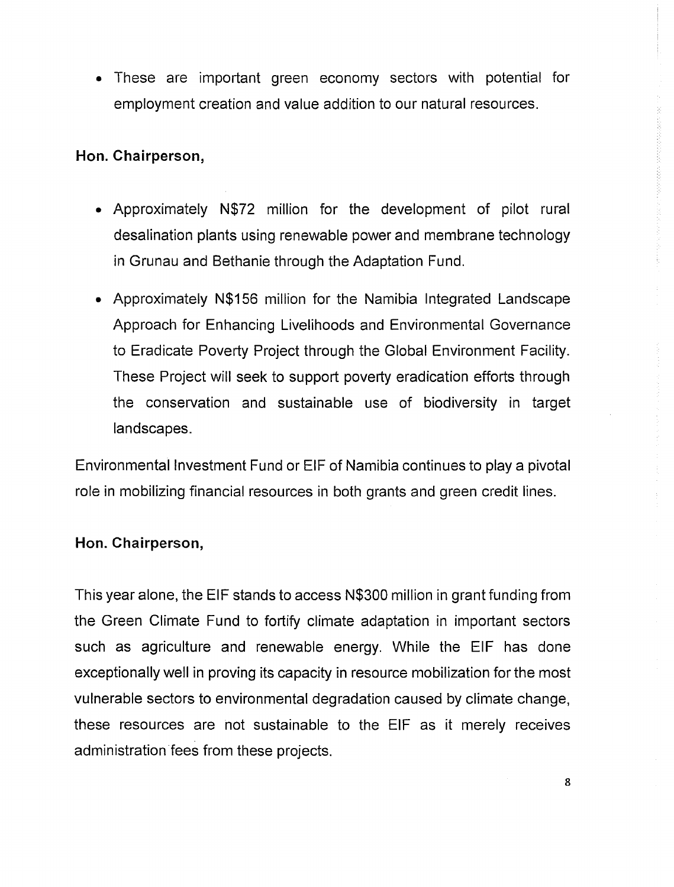- These are important green economy sectors with potential for employment creation and value addition to our natural resources.

**Hon. Chairperson,**

- Approximately N$72 million for the development of pilot rural desalination plants using renewable power and membrane technology in Grunau and Bethanie through the Adaptation Fund.
- Approximately N$156 million for the Namibia Integrated Landscape Approach for Enhancing Livelihoods and Environmental Governance to Eradicate Poverty Project through the Global Environment Facility. These Project will seek to support poverty eradication efforts through the conservation and sustainable use of biodiversity in target landscapes.

Environmental Investment Fund or EIF of Namibia continues to play a pivotal role in mobilizing financial resources in both grants and green credit lines.

**Hon. Chairperson,**

This year alone, the EIF stands to access N$300 million in grant funding from the Green Climate Fund to fortify climate adaptation in important sectors such as agriculture and renewable energy. While the EIF has done exceptionally well in proving its capacity in resource mobilization for the most vulnerable sectors to environmental degradation caused by climate change, these resources are not sustainable to the EIF as it merely receives administration fees from these projects.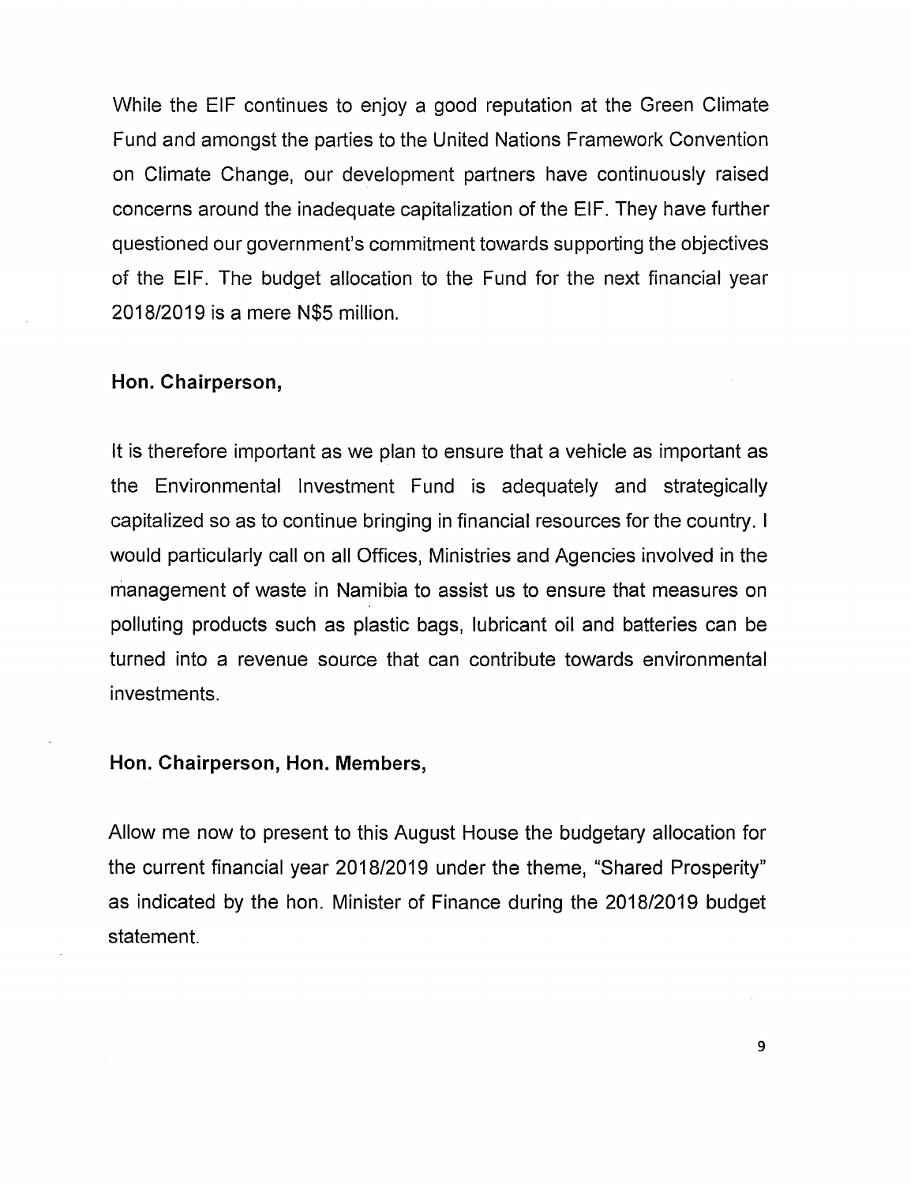While the EIF continues to enjoy a good reputation at the Green Climate Fund and amongst the parties to the United Nations Framework Convention on Climate Change, our development partners have continuously raised concerns around the inadequate capitalization of the EIF. They have further questioned our government's commitment towards supporting the objectives of the EIF. The budget allocation to the Fund for the next financial year 2018/2019 is a mere N$5 million.

**Hon. Chairperson,**

It is therefore important as we plan to ensure that a vehicle as important as the Environmental Investment Fund is adequately and strategically capitalized so as to continue bringing in financial resources for the country. I would particularly call on all Offices, Ministries and Agencies involved in the management of waste in Namibia to assist us to ensure that measures on polluting products such as plastic bags, lubricant oil and batteries can be turned into a revenue source that can contribute towards environmental investments.

**Hon. Chairperson, Hon. Members,**

Allow me now to present to this August House the budgetary allocation for the current financial year 2018/2019 under the theme, "Shared Prosperity" as indicated by the hon. Minister of Finance during the 2018/2019 budget statement.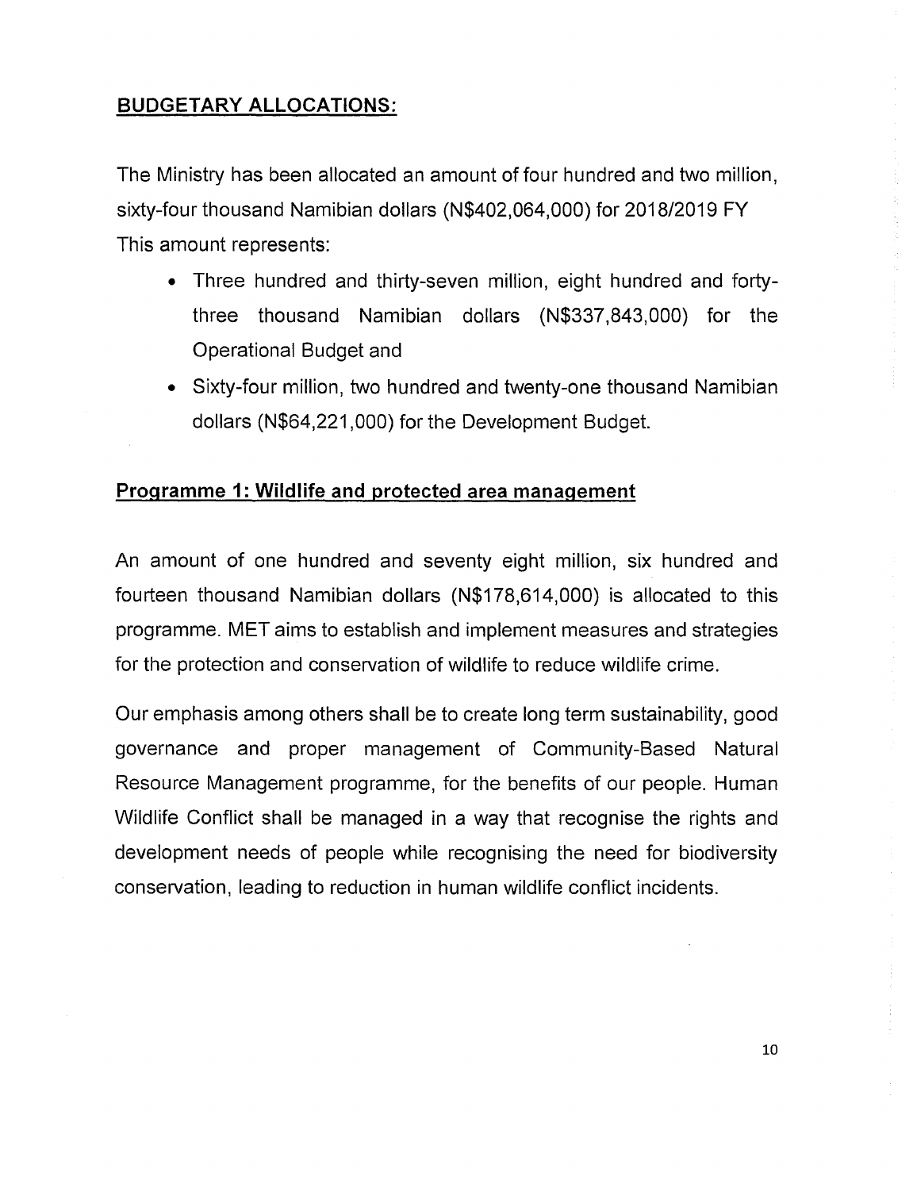## BUDGETARY ALLOCATIONS:

The Ministry has been allocated an amount of four hundred and two million, sixty-four thousand Namibian dollars (N$402,064,000) for 2018/2019 FY This amount represents:

- Three hundred and thirty-seven million, eight hundred and forty-three thousand Namibian dollars (N$337,843,000) for the Operational Budget and
- Sixty-four million, two hundred and twenty-one thousand Namibian dollars (N$64,221,000) for the Development Budget.

## Programme 1: Wildlife and protected area management

An amount of one hundred and seventy eight million, six hundred and fourteen thousand Namibian dollars (N$178,614,000) is allocated to this programme. MET aims to establish and implement measures and strategies for the protection and conservation of wildlife to reduce wildlife crime.

Our emphasis among others shall be to create long term sustainability, good governance and proper management of Community-Based Natural Resource Management programme, for the benefits of our people. Human Wildlife Conflict shall be managed in a way that recognise the rights and development needs of people while recognising the need for biodiversity conservation, leading to reduction in human wildlife conflict incidents.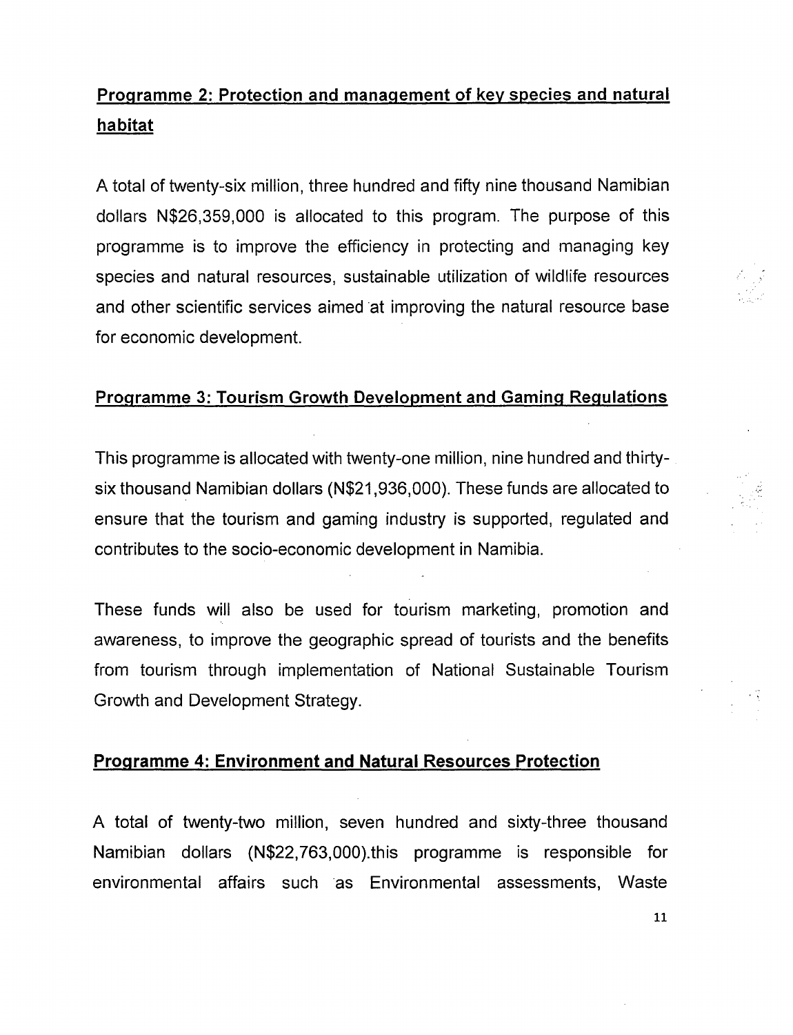## Programme 2: Protection and management of key species and natural habitat

A total of twenty-six million, three hundred and fifty nine thousand Namibian dollars N$26,359,000 is allocated to this program. The purpose of this programme is to improve the efficiency in protecting and managing key species and natural resources, sustainable utilization of wildlife resources and other scientific services aimed at improving the natural resource base for economic development.

## Programme 3: Tourism Growth Development and Gaming Regulations

This programme is allocated with twenty-one million, nine hundred and thirty-six thousand Namibian dollars (N$21,936,000). These funds are allocated to ensure that the tourism and gaming industry is supported, regulated and contributes to the socio-economic development in Namibia.

These funds will also be used for tourism marketing, promotion and awareness, to improve the geographic spread of tourists and the benefits from tourism through implementation of National Sustainable Tourism Growth and Development Strategy.

## Programme 4: Environment and Natural Resources Protection

A total of twenty-two million, seven hundred and sixty-three thousand Namibian dollars (N$22,763,000).this programme is responsible for environmental affairs such as Environmental assessments, Waste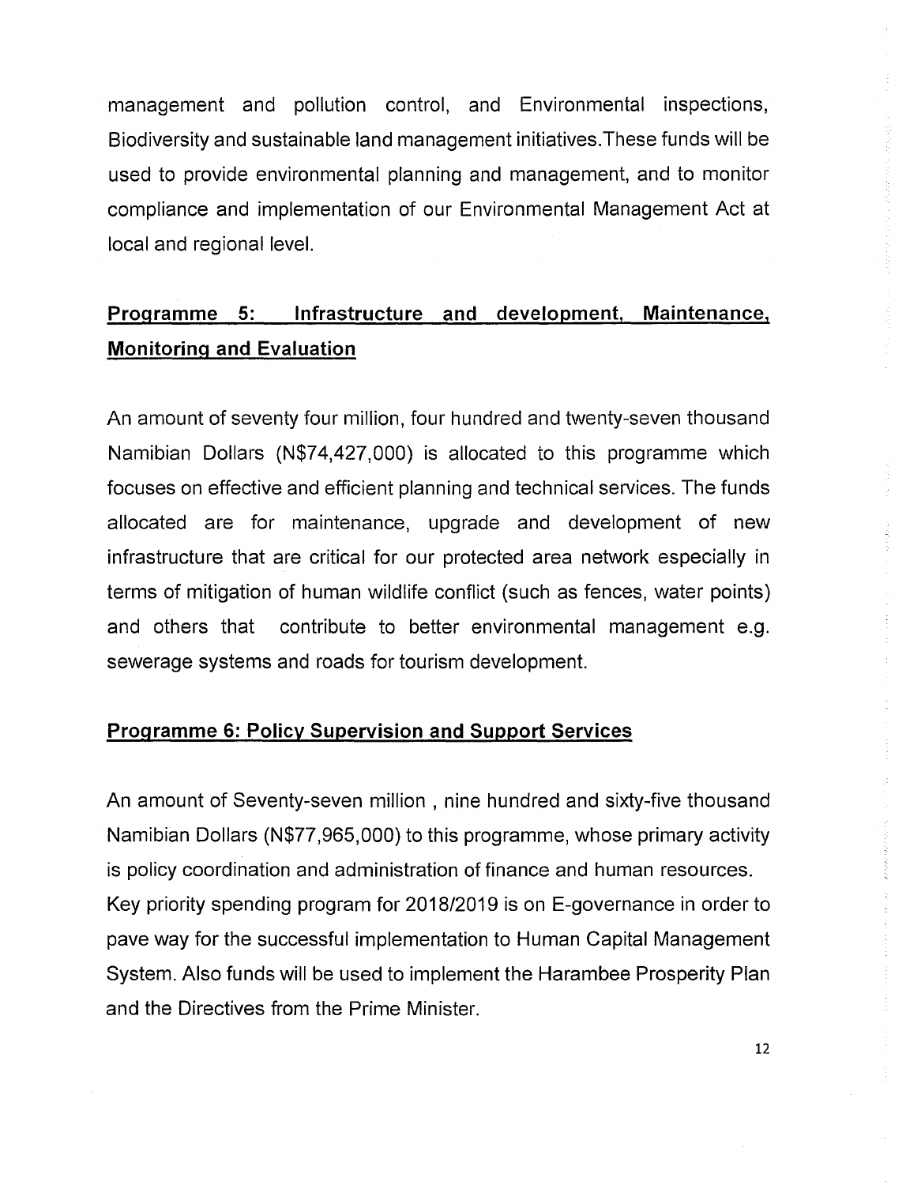management and pollution control, and Environmental inspections, Biodiversity and sustainable land management initiatives.These funds will be used to provide environmental planning and management, and to monitor compliance and implementation of our Environmental Management Act at local and regional level.

## Programme 5: Infrastructure and development, Maintenance, Monitoring and Evaluation

An amount of seventy four million, four hundred and twenty-seven thousand Namibian Dollars (N$74,427,000) is allocated to this programme which focuses on effective and efficient planning and technical services. The funds allocated are for maintenance, upgrade and development of new infrastructure that are critical for our protected area network especially in terms of mitigation of human wildlife conflict (such as fences, water points) and others that contribute to better environmental management e.g. sewerage systems and roads for tourism development.

## Programme 6: Policy Supervision and Support Services

An amount of Seventy-seven million , nine hundred and sixty-five thousand Namibian Dollars (N$77,965,000) to this programme, whose primary activity is policy coordination and administration of finance and human resources. Key priority spending program for 2018/2019 is on E-governance in order to pave way for the successful implementation to Human Capital Management System. Also funds will be used to implement the Harambee Prosperity Plan and the Directives from the Prime Minister.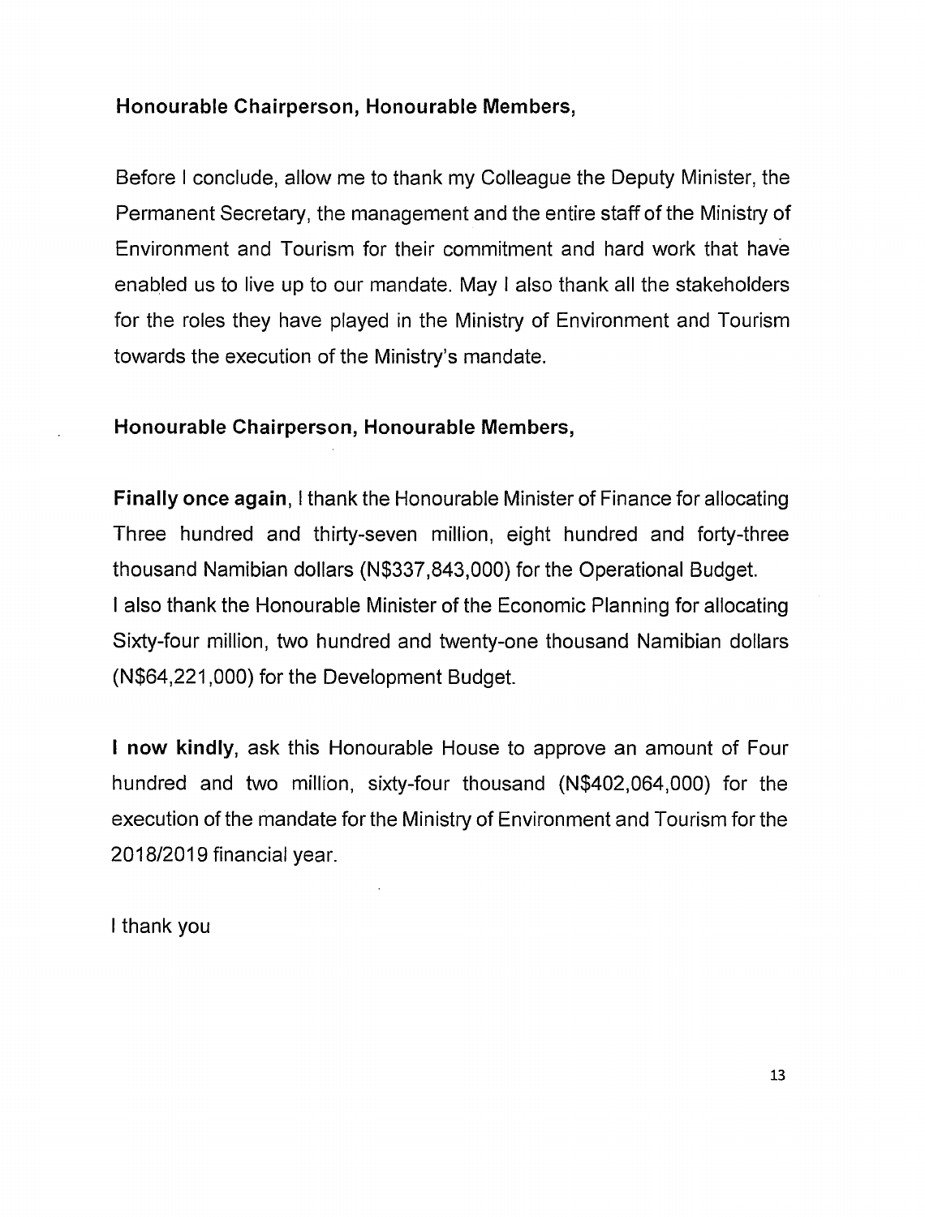**Honourable Chairperson, Honourable Members,**

Before I conclude, allow me to thank my Colleague the Deputy Minister, the Permanent Secretary, the management and the entire staff of the Ministry of Environment and Tourism for their commitment and hard work that have enabled us to live up to our mandate. May I also thank all the stakeholders for the roles they have played in the Ministry of Environment and Tourism towards the execution of the Ministry's mandate.

**Honourable Chairperson, Honourable Members,**

**Finally once again**, I thank the Honourable Minister of Finance for allocating Three hundred and thirty-seven million, eight hundred and forty-three thousand Namibian dollars (N$337,843,000) for the Operational Budget.
I also thank the Honourable Minister of the Economic Planning for allocating Sixty-four million, two hundred and twenty-one thousand Namibian dollars (N$64,221,000) for the Development Budget.

**I now kindly**, ask this Honourable House to approve an amount of Four hundred and two million, sixty-four thousand (N$402,064,000) for the execution of the mandate for the Ministry of Environment and Tourism for the 2018/2019 financial year.

I thank you